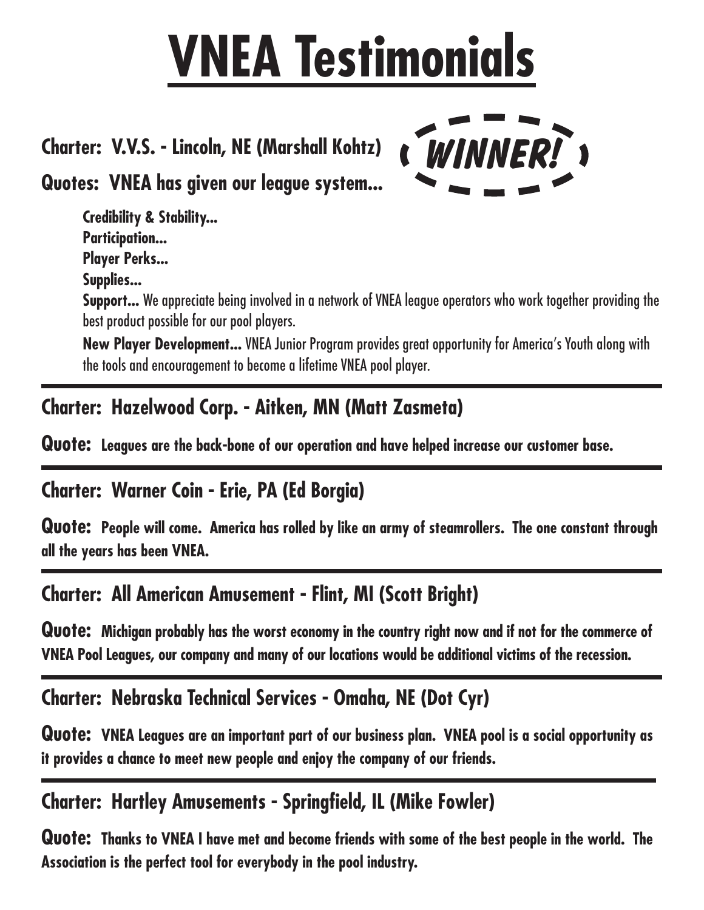# VNEA Testimonials

**Charter: V.V.S. - Lincoln, NE (Marshall Kohtz)** *WINNER!*

**Quotes: VNEA has given our league system...**

**Credibility & Stability...**
**Participation...**
**Player Perks...**
**Supplies...**
**Support...** We appreciate being involved in a network of VNEA league operators who work together providing the best product possible for our pool players.
**New Player Development...** VNEA Junior Program provides great opportunity for America's Youth along with the tools and encouragement to become a lifetime VNEA pool player.

---

**Charter: Hazelwood Corp. - Aitken, MN (Matt Zasmeta)**

**Quote: Leagues are the back-bone of our operation and have helped increase our customer base.**

---

**Charter: Warner Coin - Erie, PA (Ed Borgia)**

**Quote: People will come. America has rolled by like an army of steamrollers. The one constant through all the years has been VNEA.**

---

**Charter: All American Amusement - Flint, MI (Scott Bright)**

**Quote: Michigan probably has the worst economy in the country right now and if not for the commerce of VNEA Pool Leagues, our company and many of our locations would be additional victims of the recession.**

---

**Charter: Nebraska Technical Services - Omaha, NE (Dot Cyr)**

**Quote: VNEA Leagues are an important part of our business plan. VNEA pool is a social opportunity as it provides a chance to meet new people and enjoy the company of our friends.**

---

**Charter: Hartley Amusements - Springfield, IL (Mike Fowler)**

**Quote: Thanks to VNEA I have met and become friends with some of the best people in the world. The Association is the perfect tool for everybody in the pool industry.**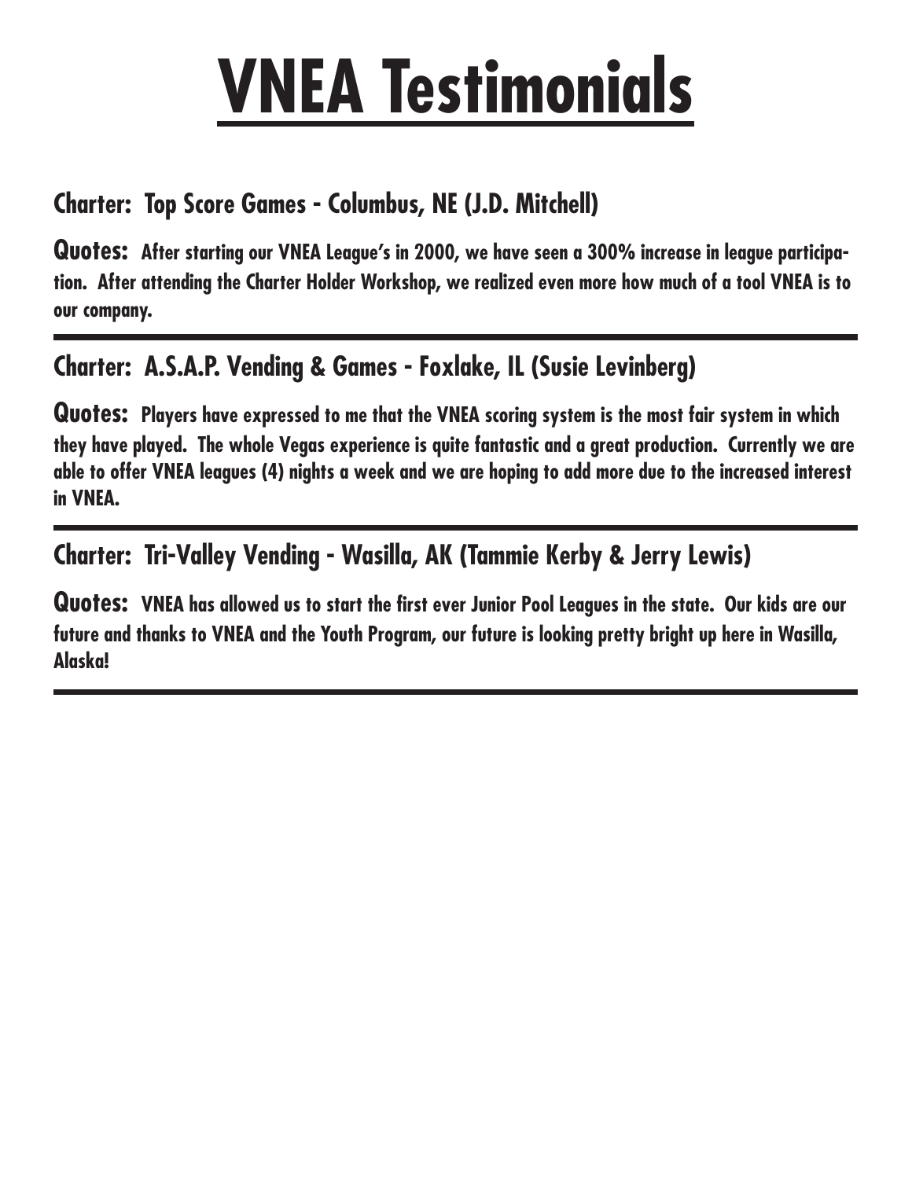# VNEA Testimonials

## Charter: Top Score Games - Columbus, NE (J.D. Mitchell)

**Quotes:** **After starting our VNEA League's in 2000, we have seen a 300% increase in league participation. After attending the Charter Holder Workshop, we realized even more how much of a tool VNEA is to our company.**

---

## Charter: A.S.A.P. Vending & Games - Foxlake, IL (Susie Levinberg)

**Quotes:** **Players have expressed to me that the VNEA scoring system is the most fair system in which they have played. The whole Vegas experience is quite fantastic and a great production. Currently we are able to offer VNEA leagues (4) nights a week and we are hoping to add more due to the increased interest in VNEA.**

---

## Charter: Tri-Valley Vending - Wasilla, AK (Tammie Kerby & Jerry Lewis)

**Quotes:** **VNEA has allowed us to start the first ever Junior Pool Leagues in the state. Our kids are our future and thanks to VNEA and the Youth Program, our future is looking pretty bright up here in Wasilla, Alaska!**

---